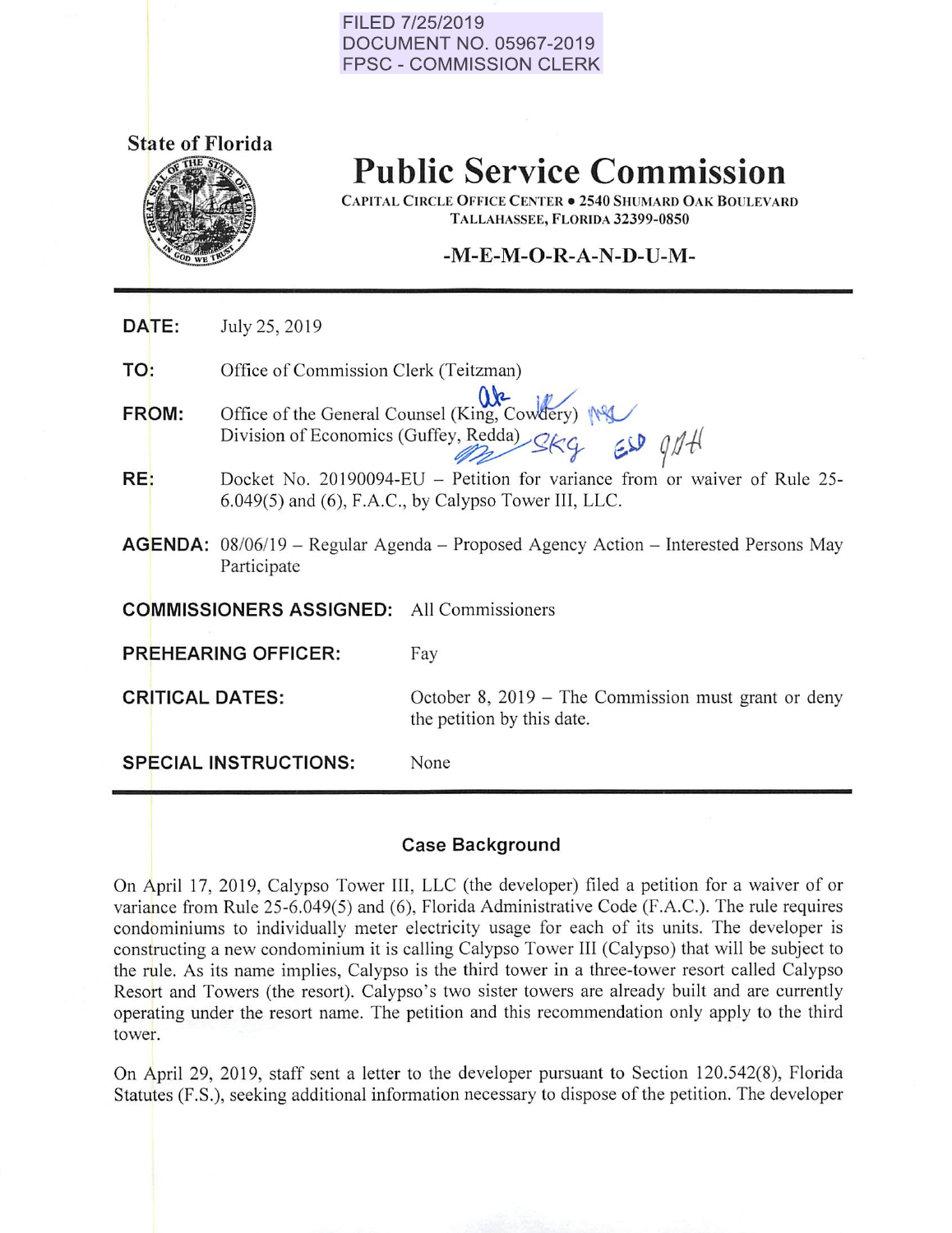FILED 7/25/2019
DOCUMENT NO. 05967-2019
FPSC - COMMISSION CLERK

**State of Florida**

# Public Service Commission

CAPITAL CIRCLE OFFICE CENTER • 2540 SHUMARD OAK BOULEVARD
TALLAHASSEE, FLORIDA 32399-0850

**-M-E-M-O-R-A-N-D-U-M-**

---

**DATE:** July 25, 2019

**TO:** Office of Commission Clerk (Teitzman)

**FROM:** Office of the General Counsel (King, Cowdery)
Division of Economics (Guffey, Redda)

**RE:** Docket No. 20190094-EU – Petition for variance from or waiver of Rule 25-6.049(5) and (6), F.A.C., by Calypso Tower III, LLC.

**AGENDA:** 08/06/19 – Regular Agenda – Proposed Agency Action – Interested Persons May Participate

**COMMISSIONERS ASSIGNED:** All Commissioners

**PREHEARING OFFICER:** Fay

**CRITICAL DATES:** October 8, 2019 – The Commission must grant or deny the petition by this date.

**SPECIAL INSTRUCTIONS:** None

---

## Case Background

On April 17, 2019, Calypso Tower III, LLC (the developer) filed a petition for a waiver of or variance from Rule 25-6.049(5) and (6), Florida Administrative Code (F.A.C.). The rule requires condominiums to individually meter electricity usage for each of its units. The developer is constructing a new condominium it is calling Calypso Tower III (Calypso) that will be subject to the rule. As its name implies, Calypso is the third tower in a three-tower resort called Calypso Resort and Towers (the resort). Calypso's two sister towers are already built and are currently operating under the resort name. The petition and this recommendation only apply to the third tower.

On April 29, 2019, staff sent a letter to the developer pursuant to Section 120.542(8), Florida Statutes (F.S.), seeking additional information necessary to dispose of the petition. The developer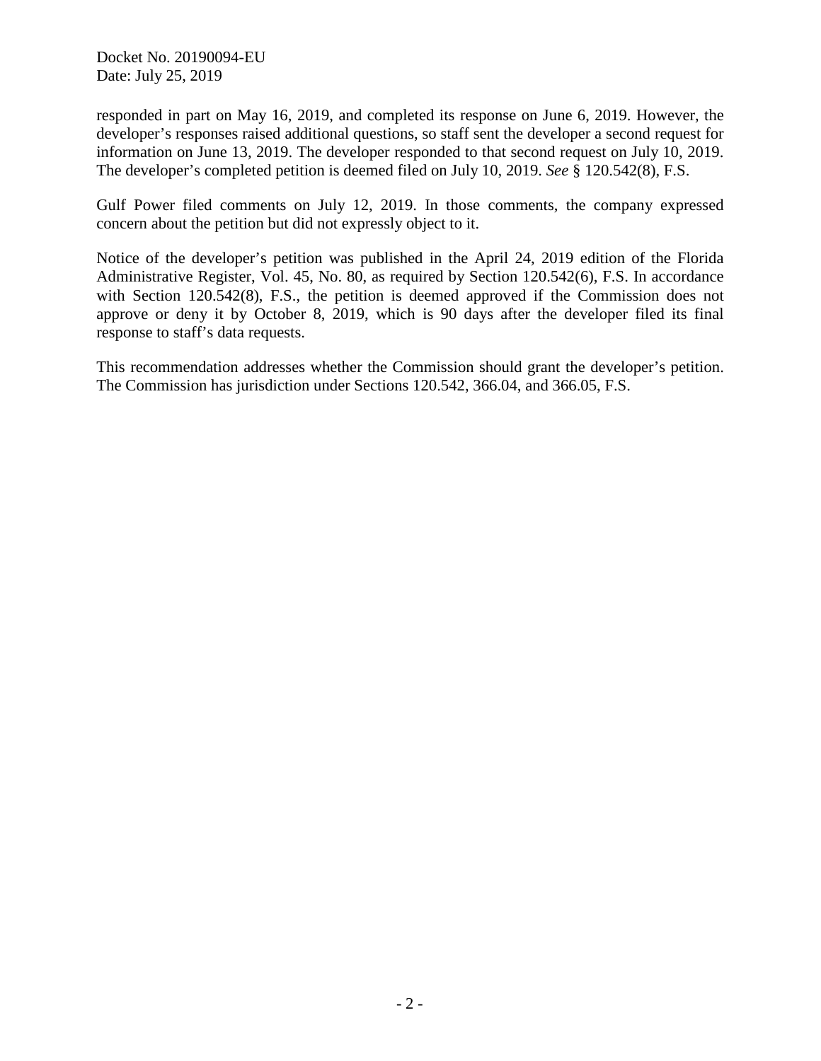responded in part on May 16, 2019, and completed its response on June 6, 2019. However, the developer's responses raised additional questions, so staff sent the developer a second request for information on June 13, 2019. The developer responded to that second request on July 10, 2019. The developer's completed petition is deemed filed on July 10, 2019. *See* § 120.542(8), F.S.

Gulf Power filed comments on July 12, 2019. In those comments, the company expressed concern about the petition but did not expressly object to it.

Notice of the developer's petition was published in the April 24, 2019 edition of the Florida Administrative Register, Vol. 45, No. 80, as required by Section 120.542(6), F.S. In accordance with Section 120.542(8), F.S., the petition is deemed approved if the Commission does not approve or deny it by October 8, 2019, which is 90 days after the developer filed its final response to staff's data requests.

This recommendation addresses whether the Commission should grant the developer's petition. The Commission has jurisdiction under Sections 120.542, 366.04, and 366.05, F.S.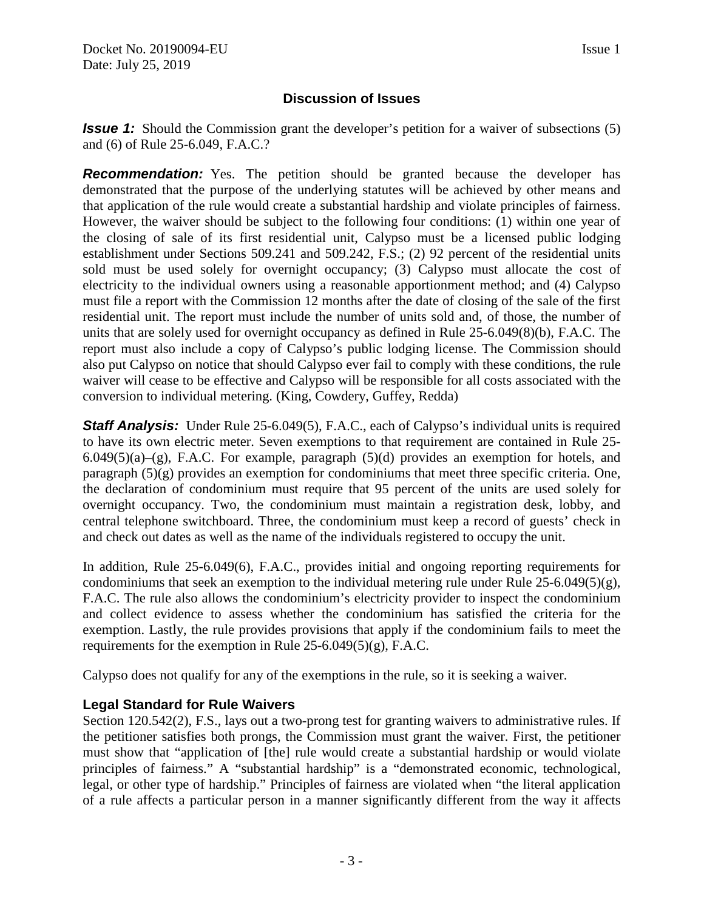## Discussion of Issues

***Issue 1:*** Should the Commission grant the developer's petition for a waiver of subsections (5) and (6) of Rule 25-6.049, F.A.C.?

***Recommendation:*** Yes. The petition should be granted because the developer has demonstrated that the purpose of the underlying statutes will be achieved by other means and that application of the rule would create a substantial hardship and violate principles of fairness. However, the waiver should be subject to the following four conditions: (1) within one year of the closing of sale of its first residential unit, Calypso must be a licensed public lodging establishment under Sections 509.241 and 509.242, F.S.; (2) 92 percent of the residential units sold must be used solely for overnight occupancy; (3) Calypso must allocate the cost of electricity to the individual owners using a reasonable apportionment method; and (4) Calypso must file a report with the Commission 12 months after the date of closing of the sale of the first residential unit. The report must include the number of units sold and, of those, the number of units that are solely used for overnight occupancy as defined in Rule 25-6.049(8)(b), F.A.C. The report must also include a copy of Calypso's public lodging license. The Commission should also put Calypso on notice that should Calypso ever fail to comply with these conditions, the rule waiver will cease to be effective and Calypso will be responsible for all costs associated with the conversion to individual metering. (King, Cowdery, Guffey, Redda)

***Staff Analysis:*** Under Rule 25-6.049(5), F.A.C., each of Calypso's individual units is required to have its own electric meter. Seven exemptions to that requirement are contained in Rule 25-6.049(5)(a)–(g), F.A.C. For example, paragraph (5)(d) provides an exemption for hotels, and paragraph (5)(g) provides an exemption for condominiums that meet three specific criteria. One, the declaration of condominium must require that 95 percent of the units are used solely for overnight occupancy. Two, the condominium must maintain a registration desk, lobby, and central telephone switchboard. Three, the condominium must keep a record of guests' check in and check out dates as well as the name of the individuals registered to occupy the unit.

In addition, Rule 25-6.049(6), F.A.C., provides initial and ongoing reporting requirements for condominiums that seek an exemption to the individual metering rule under Rule 25-6.049(5)(g), F.A.C. The rule also allows the condominium's electricity provider to inspect the condominium and collect evidence to assess whether the condominium has satisfied the criteria for the exemption. Lastly, the rule provides provisions that apply if the condominium fails to meet the requirements for the exemption in Rule 25-6.049(5)(g), F.A.C.

Calypso does not qualify for any of the exemptions in the rule, so it is seeking a waiver.

### Legal Standard for Rule Waivers

Section 120.542(2), F.S., lays out a two-prong test for granting waivers to administrative rules. If the petitioner satisfies both prongs, the Commission must grant the waiver. First, the petitioner must show that "application of [the] rule would create a substantial hardship or would violate principles of fairness." A "substantial hardship" is a "demonstrated economic, technological, legal, or other type of hardship." Principles of fairness are violated when "the literal application of a rule affects a particular person in a manner significantly different from the way it affects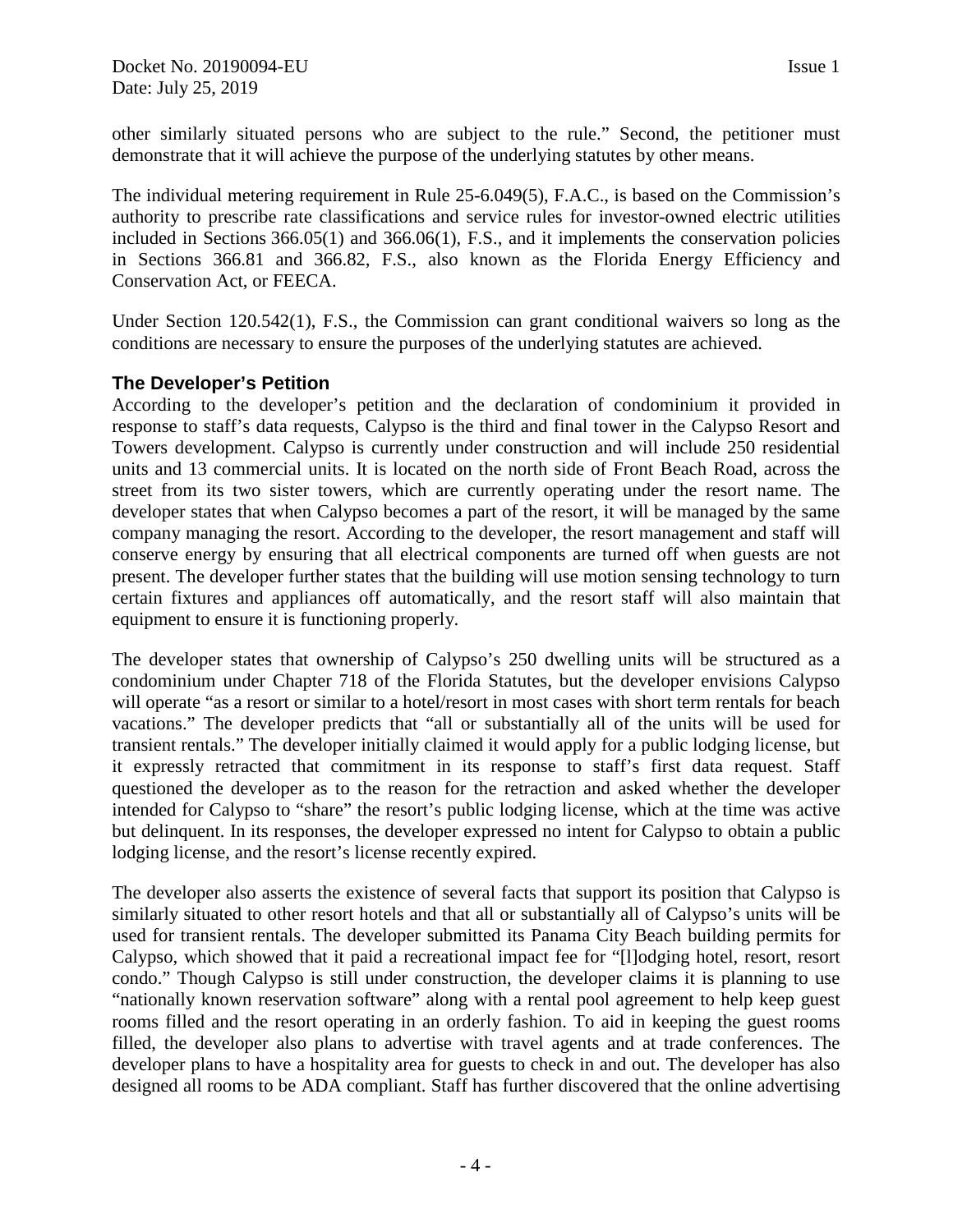other similarly situated persons who are subject to the rule." Second, the petitioner must demonstrate that it will achieve the purpose of the underlying statutes by other means.

The individual metering requirement in Rule 25-6.049(5), F.A.C., is based on the Commission's authority to prescribe rate classifications and service rules for investor-owned electric utilities included in Sections 366.05(1) and 366.06(1), F.S., and it implements the conservation policies in Sections 366.81 and 366.82, F.S., also known as the Florida Energy Efficiency and Conservation Act, or FEECA.

Under Section 120.542(1), F.S., the Commission can grant conditional waivers so long as the conditions are necessary to ensure the purposes of the underlying statutes are achieved.

### The Developer's Petition

According to the developer's petition and the declaration of condominium it provided in response to staff's data requests, Calypso is the third and final tower in the Calypso Resort and Towers development. Calypso is currently under construction and will include 250 residential units and 13 commercial units. It is located on the north side of Front Beach Road, across the street from its two sister towers, which are currently operating under the resort name. The developer states that when Calypso becomes a part of the resort, it will be managed by the same company managing the resort. According to the developer, the resort management and staff will conserve energy by ensuring that all electrical components are turned off when guests are not present. The developer further states that the building will use motion sensing technology to turn certain fixtures and appliances off automatically, and the resort staff will also maintain that equipment to ensure it is functioning properly.

The developer states that ownership of Calypso's 250 dwelling units will be structured as a condominium under Chapter 718 of the Florida Statutes, but the developer envisions Calypso will operate "as a resort or similar to a hotel/resort in most cases with short term rentals for beach vacations." The developer predicts that "all or substantially all of the units will be used for transient rentals." The developer initially claimed it would apply for a public lodging license, but it expressly retracted that commitment in its response to staff's first data request. Staff questioned the developer as to the reason for the retraction and asked whether the developer intended for Calypso to "share" the resort's public lodging license, which at the time was active but delinquent. In its responses, the developer expressed no intent for Calypso to obtain a public lodging license, and the resort's license recently expired.

The developer also asserts the existence of several facts that support its position that Calypso is similarly situated to other resort hotels and that all or substantially all of Calypso's units will be used for transient rentals. The developer submitted its Panama City Beach building permits for Calypso, which showed that it paid a recreational impact fee for "[l]odging hotel, resort, resort condo." Though Calypso is still under construction, the developer claims it is planning to use "nationally known reservation software" along with a rental pool agreement to help keep guest rooms filled and the resort operating in an orderly fashion. To aid in keeping the guest rooms filled, the developer also plans to advertise with travel agents and at trade conferences. The developer plans to have a hospitality area for guests to check in and out. The developer has also designed all rooms to be ADA compliant. Staff has further discovered that the online advertising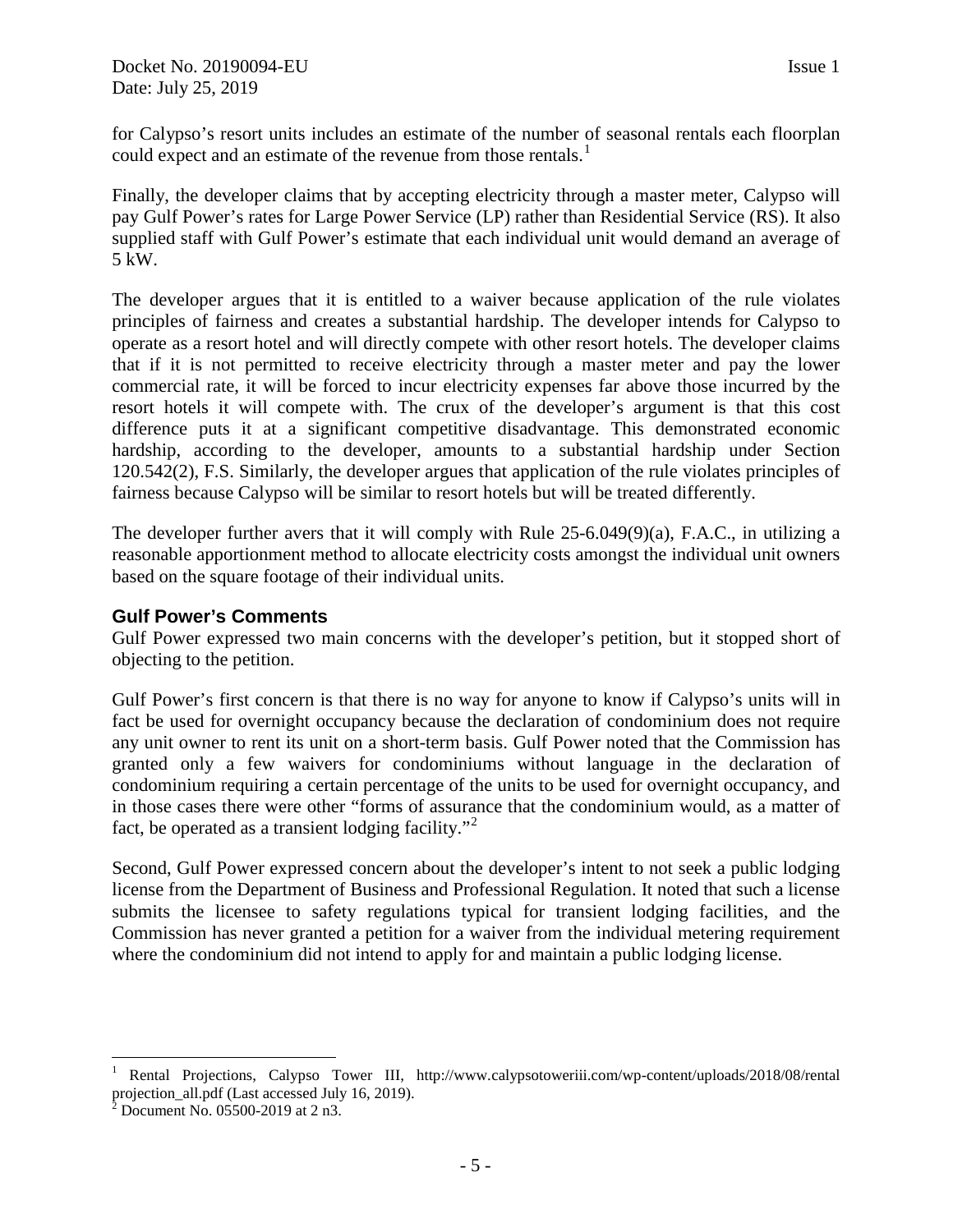for Calypso's resort units includes an estimate of the number of seasonal rentals each floorplan could expect and an estimate of the revenue from those rentals.[1]

Finally, the developer claims that by accepting electricity through a master meter, Calypso will pay Gulf Power's rates for Large Power Service (LP) rather than Residential Service (RS). It also supplied staff with Gulf Power's estimate that each individual unit would demand an average of 5 kW.

The developer argues that it is entitled to a waiver because application of the rule violates principles of fairness and creates a substantial hardship. The developer intends for Calypso to operate as a resort hotel and will directly compete with other resort hotels. The developer claims that if it is not permitted to receive electricity through a master meter and pay the lower commercial rate, it will be forced to incur electricity expenses far above those incurred by the resort hotels it will compete with. The crux of the developer's argument is that this cost difference puts it at a significant competitive disadvantage. This demonstrated economic hardship, according to the developer, amounts to a substantial hardship under Section 120.542(2), F.S. Similarly, the developer argues that application of the rule violates principles of fairness because Calypso will be similar to resort hotels but will be treated differently.

The developer further avers that it will comply with Rule 25-6.049(9)(a), F.A.C., in utilizing a reasonable apportionment method to allocate electricity costs amongst the individual unit owners based on the square footage of their individual units.

## Gulf Power's Comments

Gulf Power expressed two main concerns with the developer's petition, but it stopped short of objecting to the petition.

Gulf Power's first concern is that there is no way for anyone to know if Calypso's units will in fact be used for overnight occupancy because the declaration of condominium does not require any unit owner to rent its unit on a short-term basis. Gulf Power noted that the Commission has granted only a few waivers for condominiums without language in the declaration of condominium requiring a certain percentage of the units to be used for overnight occupancy, and in those cases there were other "forms of assurance that the condominium would, as a matter of fact, be operated as a transient lodging facility."[2]

Second, Gulf Power expressed concern about the developer's intent to not seek a public lodging license from the Department of Business and Professional Regulation. It noted that such a license submits the licensee to safety regulations typical for transient lodging facilities, and the Commission has never granted a petition for a waiver from the individual metering requirement where the condominium did not intend to apply for and maintain a public lodging license.

---

[1] Rental Projections, Calypso Tower III, http://www.calypsotoweriii.com/wp-content/uploads/2018/08/rental projection_all.pdf (Last accessed July 16, 2019).

[2] Document No. 05500-2019 at 2 n3.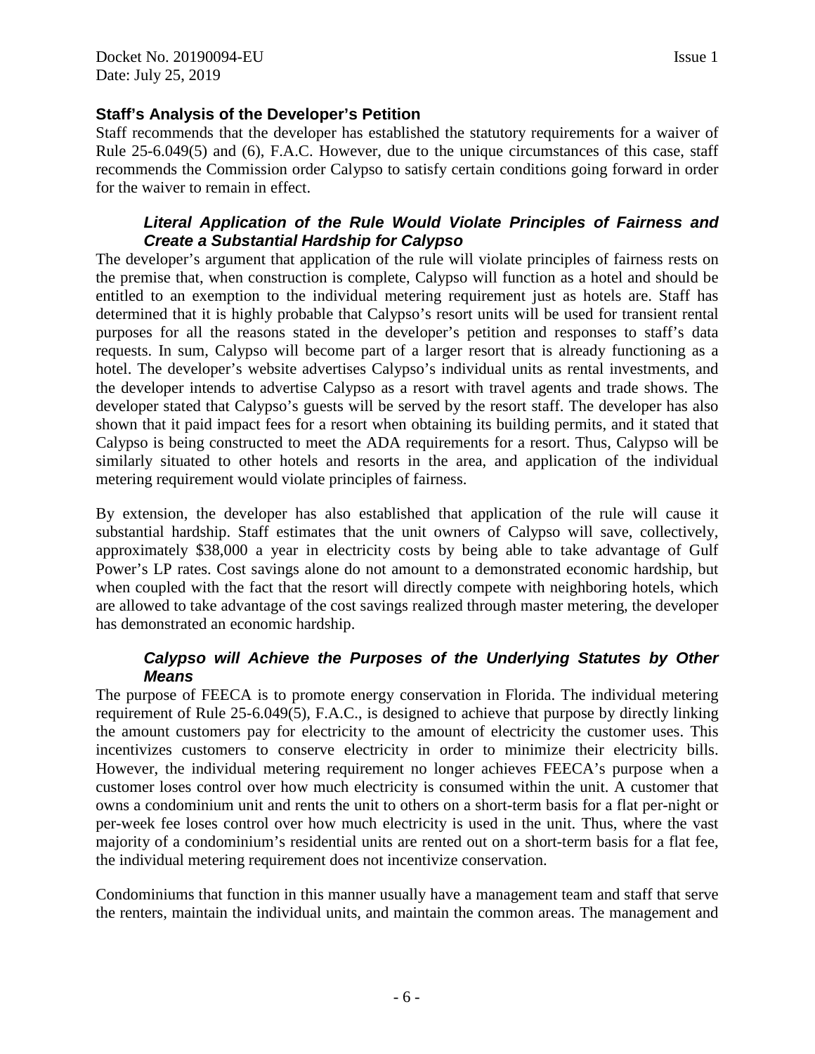## Staff's Analysis of the Developer's Petition

Staff recommends that the developer has established the statutory requirements for a waiver of Rule 25-6.049(5) and (6), F.A.C. However, due to the unique circumstances of this case, staff recommends the Commission order Calypso to satisfy certain conditions going forward in order for the waiver to remain in effect.

### *Literal Application of the Rule Would Violate Principles of Fairness and Create a Substantial Hardship for Calypso*

The developer's argument that application of the rule will violate principles of fairness rests on the premise that, when construction is complete, Calypso will function as a hotel and should be entitled to an exemption to the individual metering requirement just as hotels are. Staff has determined that it is highly probable that Calypso's resort units will be used for transient rental purposes for all the reasons stated in the developer's petition and responses to staff's data requests. In sum, Calypso will become part of a larger resort that is already functioning as a hotel. The developer's website advertises Calypso's individual units as rental investments, and the developer intends to advertise Calypso as a resort with travel agents and trade shows. The developer stated that Calypso's guests will be served by the resort staff. The developer has also shown that it paid impact fees for a resort when obtaining its building permits, and it stated that Calypso is being constructed to meet the ADA requirements for a resort. Thus, Calypso will be similarly situated to other hotels and resorts in the area, and application of the individual metering requirement would violate principles of fairness.

By extension, the developer has also established that application of the rule will cause it substantial hardship. Staff estimates that the unit owners of Calypso will save, collectively, approximately $38,000 a year in electricity costs by being able to take advantage of Gulf Power's LP rates. Cost savings alone do not amount to a demonstrated economic hardship, but when coupled with the fact that the resort will directly compete with neighboring hotels, which are allowed to take advantage of the cost savings realized through master metering, the developer has demonstrated an economic hardship.

### *Calypso will Achieve the Purposes of the Underlying Statutes by Other Means*

The purpose of FEECA is to promote energy conservation in Florida. The individual metering requirement of Rule 25-6.049(5), F.A.C., is designed to achieve that purpose by directly linking the amount customers pay for electricity to the amount of electricity the customer uses. This incentivizes customers to conserve electricity in order to minimize their electricity bills. However, the individual metering requirement no longer achieves FEECA's purpose when a customer loses control over how much electricity is consumed within the unit. A customer that owns a condominium unit and rents the unit to others on a short-term basis for a flat per-night or per-week fee loses control over how much electricity is used in the unit. Thus, where the vast majority of a condominium's residential units are rented out on a short-term basis for a flat fee, the individual metering requirement does not incentivize conservation.

Condominiums that function in this manner usually have a management team and staff that serve the renters, maintain the individual units, and maintain the common areas. The management and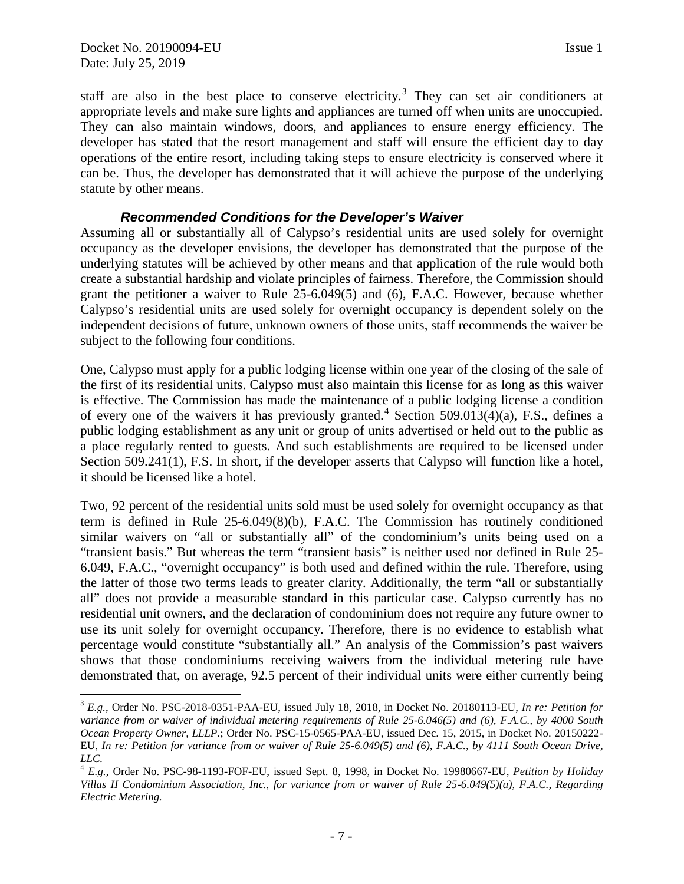staff are also in the best place to conserve electricity.[3] They can set air conditioners at appropriate levels and make sure lights and appliances are turned off when units are unoccupied. They can also maintain windows, doors, and appliances to ensure energy efficiency. The developer has stated that the resort management and staff will ensure the efficient day to day operations of the entire resort, including taking steps to ensure electricity is conserved where it can be. Thus, the developer has demonstrated that it will achieve the purpose of the underlying statute by other means.

### *Recommended Conditions for the Developer's Waiver*

Assuming all or substantially all of Calypso's residential units are used solely for overnight occupancy as the developer envisions, the developer has demonstrated that the purpose of the underlying statutes will be achieved by other means and that application of the rule would both create a substantial hardship and violate principles of fairness. Therefore, the Commission should grant the petitioner a waiver to Rule 25-6.049(5) and (6), F.A.C. However, because whether Calypso's residential units are used solely for overnight occupancy is dependent solely on the independent decisions of future, unknown owners of those units, staff recommends the waiver be subject to the following four conditions.

One, Calypso must apply for a public lodging license within one year of the closing of the sale of the first of its residential units. Calypso must also maintain this license for as long as this waiver is effective. The Commission has made the maintenance of a public lodging license a condition of every one of the waivers it has previously granted.[4] Section 509.013(4)(a), F.S., defines a public lodging establishment as any unit or group of units advertised or held out to the public as a place regularly rented to guests. And such establishments are required to be licensed under Section 509.241(1), F.S. In short, if the developer asserts that Calypso will function like a hotel, it should be licensed like a hotel.

Two, 92 percent of the residential units sold must be used solely for overnight occupancy as that term is defined in Rule 25-6.049(8)(b), F.A.C. The Commission has routinely conditioned similar waivers on "all or substantially all" of the condominium's units being used on a "transient basis." But whereas the term "transient basis" is neither used nor defined in Rule 25-6.049, F.A.C., "overnight occupancy" is both used and defined within the rule. Therefore, using the latter of those two terms leads to greater clarity. Additionally, the term "all or substantially all" does not provide a measurable standard in this particular case. Calypso currently has no residential unit owners, and the declaration of condominium does not require any future owner to use its unit solely for overnight occupancy. Therefore, there is no evidence to establish what percentage would constitute "substantially all." An analysis of the Commission's past waivers shows that those condominiums receiving waivers from the individual metering rule have demonstrated that, on average, 92.5 percent of their individual units were either currently being

---

[3] *E.g.*, Order No. PSC-2018-0351-PAA-EU, issued July 18, 2018, in Docket No. 20180113-EU, *In re: Petition for variance from or waiver of individual metering requirements of Rule 25-6.046(5) and (6), F.A.C., by 4000 South Ocean Property Owner, LLLP.*; Order No. PSC-15-0565-PAA-EU, issued Dec. 15, 2015, in Docket No. 20150222-EU, *In re: Petition for variance from or waiver of Rule 25-6.049(5) and (6), F.A.C., by 4111 South Ocean Drive, LLC.*

[4] *E.g.*, Order No. PSC-98-1193-FOF-EU, issued Sept. 8, 1998, in Docket No. 19980667-EU, *Petition by Holiday Villas II Condominium Association, Inc., for variance from or waiver of Rule 25-6.049(5)(a), F.A.C., Regarding Electric Metering.*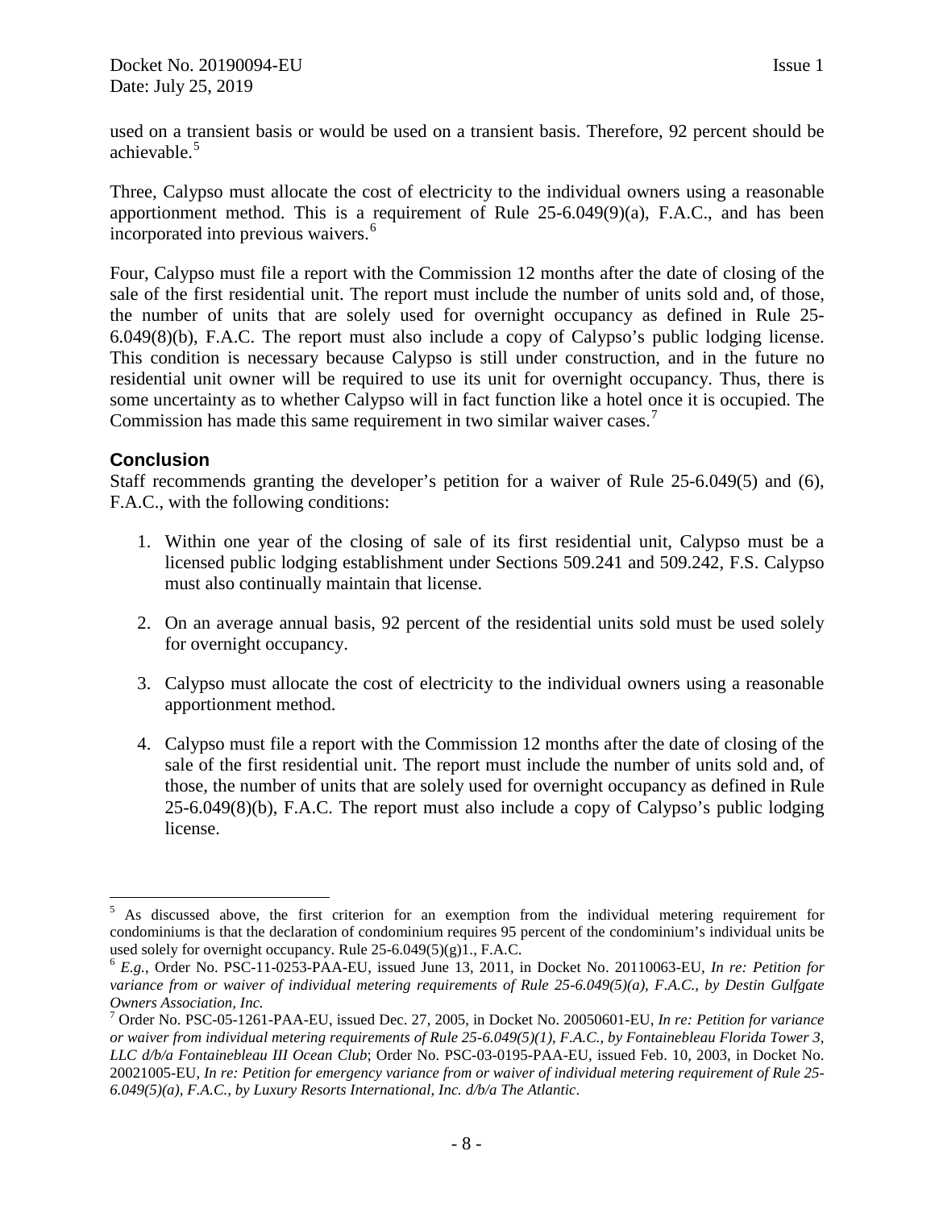used on a transient basis or would be used on a transient basis. Therefore, 92 percent should be achievable.[5]

Three, Calypso must allocate the cost of electricity to the individual owners using a reasonable apportionment method. This is a requirement of Rule 25-6.049(9)(a), F.A.C., and has been incorporated into previous waivers.[6]

Four, Calypso must file a report with the Commission 12 months after the date of closing of the sale of the first residential unit. The report must include the number of units sold and, of those, the number of units that are solely used for overnight occupancy as defined in Rule 25-6.049(8)(b), F.A.C. The report must also include a copy of Calypso's public lodging license. This condition is necessary because Calypso is still under construction, and in the future no residential unit owner will be required to use its unit for overnight occupancy. Thus, there is some uncertainty as to whether Calypso will in fact function like a hotel once it is occupied. The Commission has made this same requirement in two similar waiver cases.[7]

## Conclusion

Staff recommends granting the developer's petition for a waiver of Rule 25-6.049(5) and (6), F.A.C., with the following conditions:

1. Within one year of the closing of sale of its first residential unit, Calypso must be a licensed public lodging establishment under Sections 509.241 and 509.242, F.S. Calypso must also continually maintain that license.

2. On an average annual basis, 92 percent of the residential units sold must be used solely for overnight occupancy.

3. Calypso must allocate the cost of electricity to the individual owners using a reasonable apportionment method.

4. Calypso must file a report with the Commission 12 months after the date of closing of the sale of the first residential unit. The report must include the number of units sold and, of those, the number of units that are solely used for overnight occupancy as defined in Rule 25-6.049(8)(b), F.A.C. The report must also include a copy of Calypso's public lodging license.

---

[5] As discussed above, the first criterion for an exemption from the individual metering requirement for condominiums is that the declaration of condominium requires 95 percent of the condominium's individual units be used solely for overnight occupancy. Rule 25-6.049(5)(g)1., F.A.C.

[6] *E.g.*, Order No. PSC-11-0253-PAA-EU, issued June 13, 2011, in Docket No. 20110063-EU, *In re: Petition for variance from or waiver of individual metering requirements of Rule 25-6.049(5)(a), F.A.C., by Destin Gulfgate Owners Association, Inc.*

[7] Order No. PSC-05-1261-PAA-EU, issued Dec. 27, 2005, in Docket No. 20050601-EU, *In re: Petition for variance or waiver from individual metering requirements of Rule 25-6.049(5)(1), F.A.C., by Fontainebleau Florida Tower 3, LLC d/b/a Fontainebleau III Ocean Club*; Order No. PSC-03-0195-PAA-EU, issued Feb. 10, 2003, in Docket No. 20021005-EU, *In re: Petition for emergency variance from or waiver of individual metering requirement of Rule 25-6.049(5)(a), F.A.C., by Luxury Resorts International, Inc. d/b/a The Atlantic*.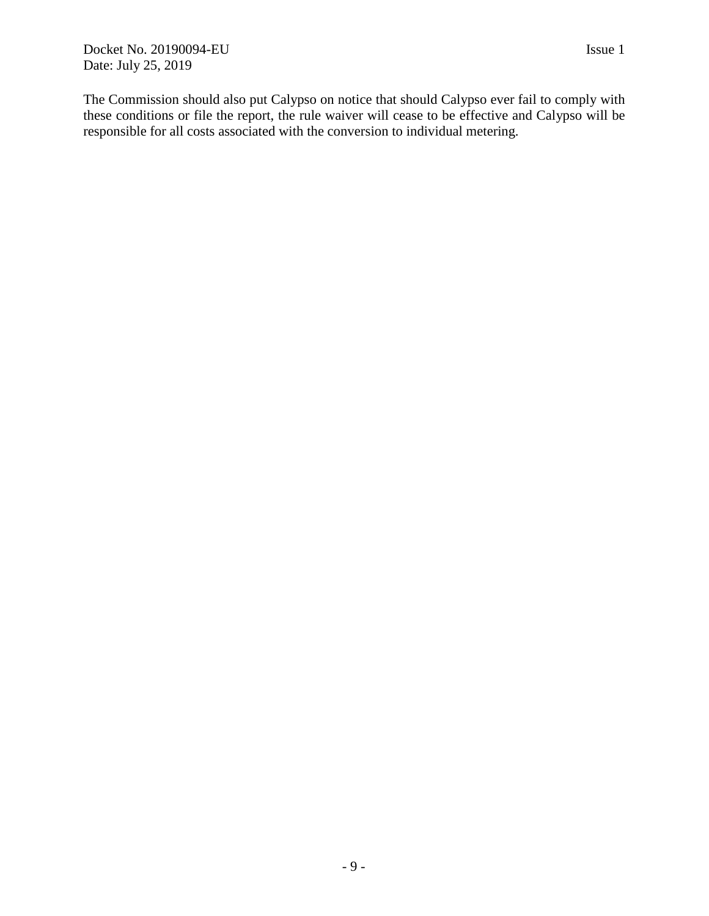The Commission should also put Calypso on notice that should Calypso ever fail to comply with these conditions or file the report, the rule waiver will cease to be effective and Calypso will be responsible for all costs associated with the conversion to individual metering.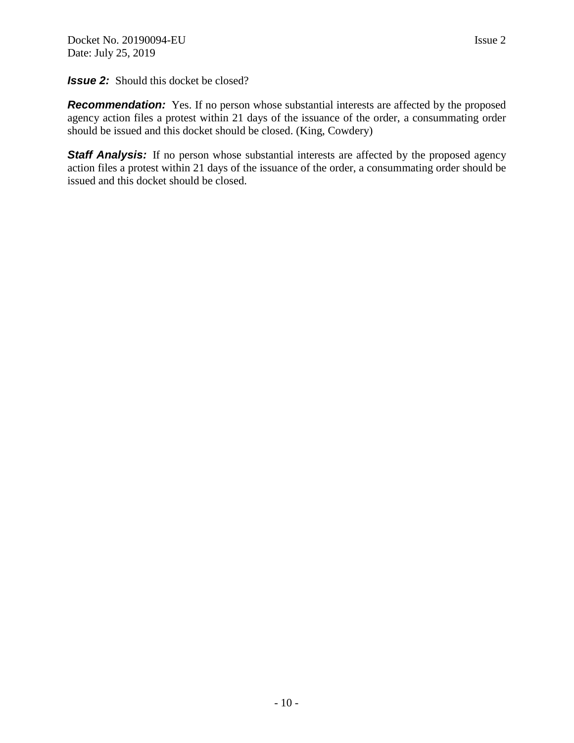***Issue 2:*** Should this docket be closed?

***Recommendation:*** Yes. If no person whose substantial interests are affected by the proposed agency action files a protest within 21 days of the issuance of the order, a consummating order should be issued and this docket should be closed. (King, Cowdery)

***Staff Analysis:*** If no person whose substantial interests are affected by the proposed agency action files a protest within 21 days of the issuance of the order, a consummating order should be issued and this docket should be closed.